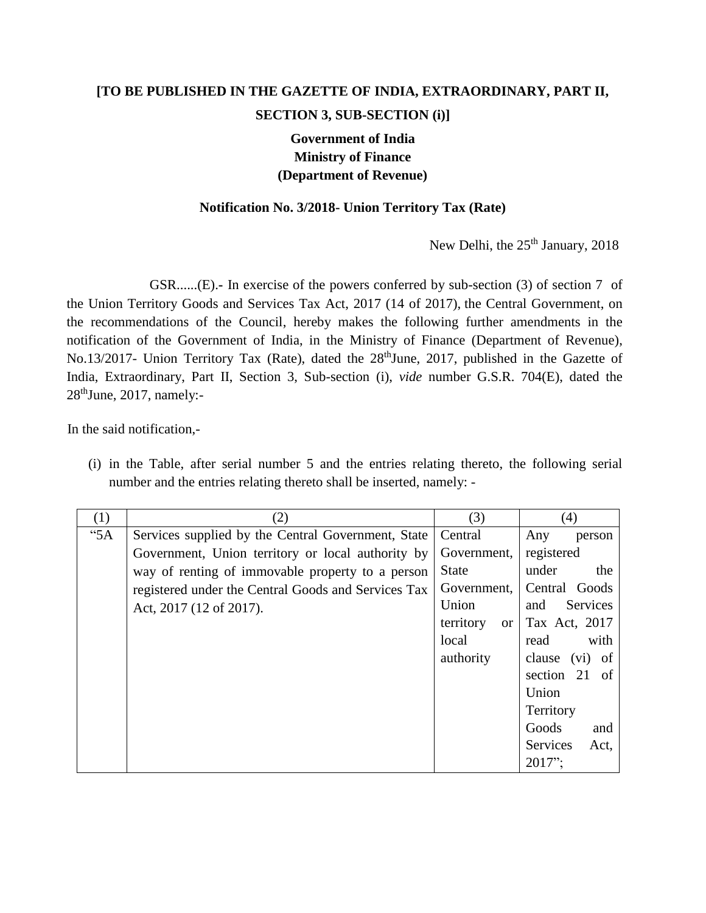**[TO BE PUBLISHED IN THE GAZETTE OF INDIA, EXTRAORDINARY, PART II, SECTION 3, SUB-SECTION (i)]**

**Government of India**
**Ministry of Finance**
**(Department of Revenue)**

**Notification No. 3/2018- Union Territory Tax (Rate)**

New Delhi, the 25th January, 2018

GSR......(E).- In exercise of the powers conferred by sub-section (3) of section 7 of the Union Territory Goods and Services Tax Act, 2017 (14 of 2017), the Central Government, on the recommendations of the Council, hereby makes the following further amendments in the notification of the Government of India, in the Ministry of Finance (Department of Revenue), No.13/2017- Union Territory Tax (Rate), dated the 28th June, 2017, published in the Gazette of India, Extraordinary, Part II, Section 3, Sub-section (i), *vide* number G.S.R. 704(E), dated the 28th June, 2017, namely:-

In the said notification,-

(i) in the Table, after serial number 5 and the entries relating thereto, the following serial number and the entries relating thereto shall be inserted, namely: -

| (1) | (2) | (3) | (4) |
|---|---|---|---|
| "5A | Services supplied by the Central Government, State Government, Union territory or local authority by way of renting of immovable property to a person registered under the Central Goods and Services Tax Act, 2017 (12 of 2017). | Central Government, State Government, Union territory or local authority | Any person registered under the Central Goods and Services Tax Act, 2017 read with clause (vi) of section 21 of Union Territory Goods and Services Act, 2017"; |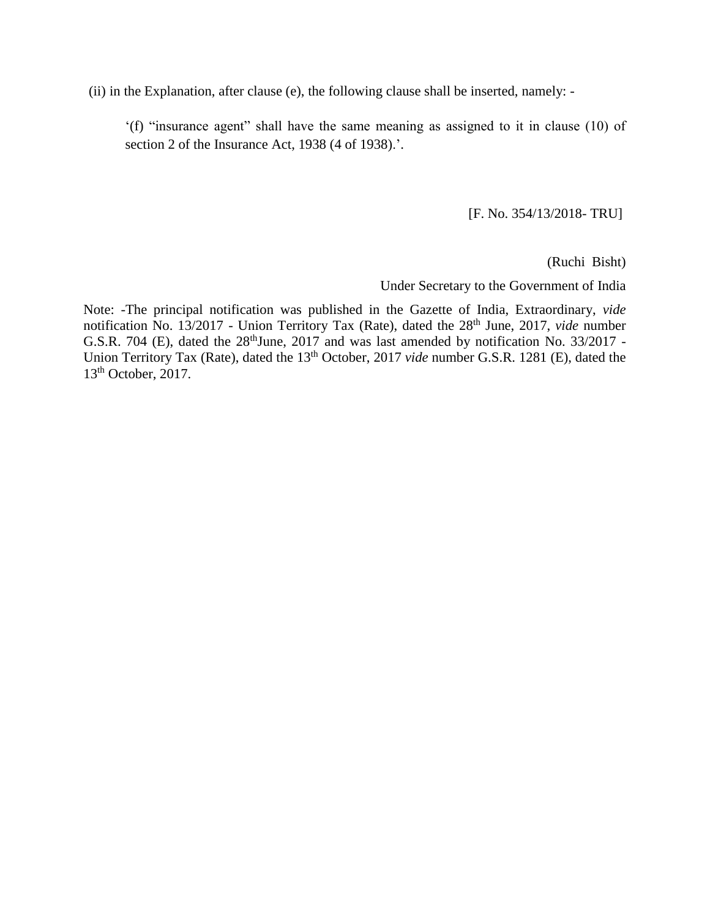(ii) in the Explanation, after clause (e), the following clause shall be inserted, namely: -

> '(f) "insurance agent" shall have the same meaning as assigned to it in clause (10) of section 2 of the Insurance Act, 1938 (4 of 1938).'.

[F. No. 354/13/2018- TRU]

(Ruchi Bisht)

Under Secretary to the Government of India

Note: -The principal notification was published in the Gazette of India, Extraordinary, *vide* notification No. 13/2017 - Union Territory Tax (Rate), dated the 28th June, 2017, *vide* number G.S.R. 704 (E), dated the 28th June, 2017 and was last amended by notification No. 33/2017 - Union Territory Tax (Rate), dated the 13th October, 2017 *vide* number G.S.R. 1281 (E), dated the 13th October, 2017.